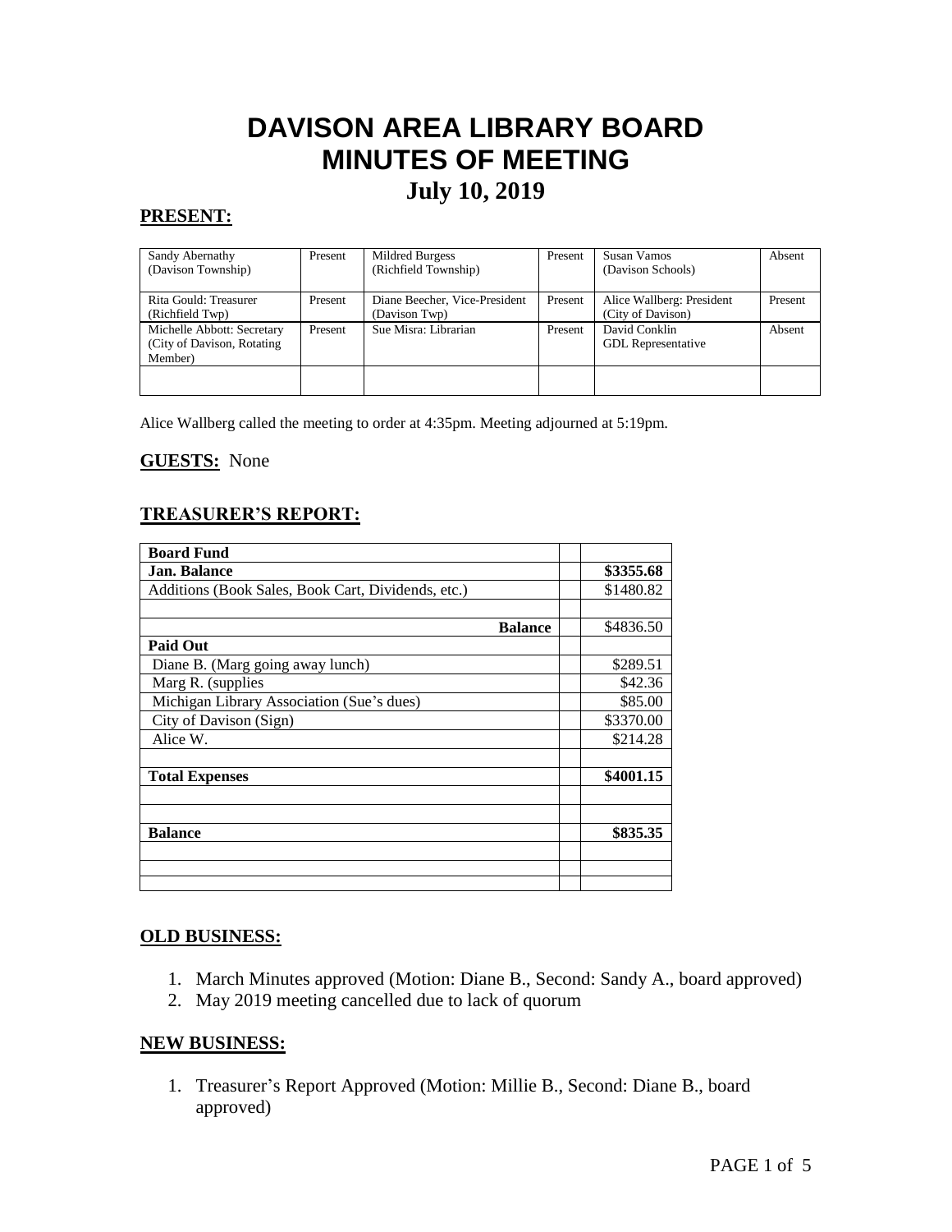# DAVISON AREA LIBRARY BOARD
# MINUTES OF MEETING
## July 10, 2019

### PRESENT:

| | | | | | |
|---|---|---|---|---|---|
| Sandy Abernathy (Davison Township) | Present | Mildred Burgess (Richfield Township) | Present | Susan Vamos (Davison Schools) | Absent |
| Rita Gould: Treasurer (Richfield Twp) | Present | Diane Beecher, Vice-President (Davison Twp) | Present | Alice Wallberg: President (City of Davison) | Present |
| Michelle Abbott: Secretary (City of Davison, Rotating Member) | Present | Sue Misra: Librarian | Present | David Conklin GDL Representative | Absent |
| | | | | | |

Alice Wallberg called the meeting to order at 4:35pm. Meeting adjourned at 5:19pm.

### GUESTS: None

### TREASURER'S REPORT:

| | | |
|---|---|---|
| **Board Fund** | | |
| **Jan. Balance** | | **$3355.68** |
| Additions (Book Sales, Book Cart, Dividends, etc.) | | $1480.82 |
| | | |
| **Balance** | | $4836.50 |
| **Paid Out** | | |
| Diane B. (Marg going away lunch) | | $289.51 |
| Marg R. (supplies | | $42.36 |
| Michigan Library Association (Sue's dues) | | $85.00 |
| City of Davison (Sign) | | $3370.00 |
| Alice W. | | $214.28 |
| | | |
| **Total Expenses** | | **$4001.15** |
| | | |
| | | |
| **Balance** | | **$835.35** |
| | | |
| | | |
| | | |

### OLD BUSINESS:

1. March Minutes approved (Motion: Diane B., Second: Sandy A., board approved)
2. May 2019 meeting cancelled due to lack of quorum

### NEW BUSINESS:

1. Treasurer's Report Approved (Motion: Millie B., Second: Diane B., board approved)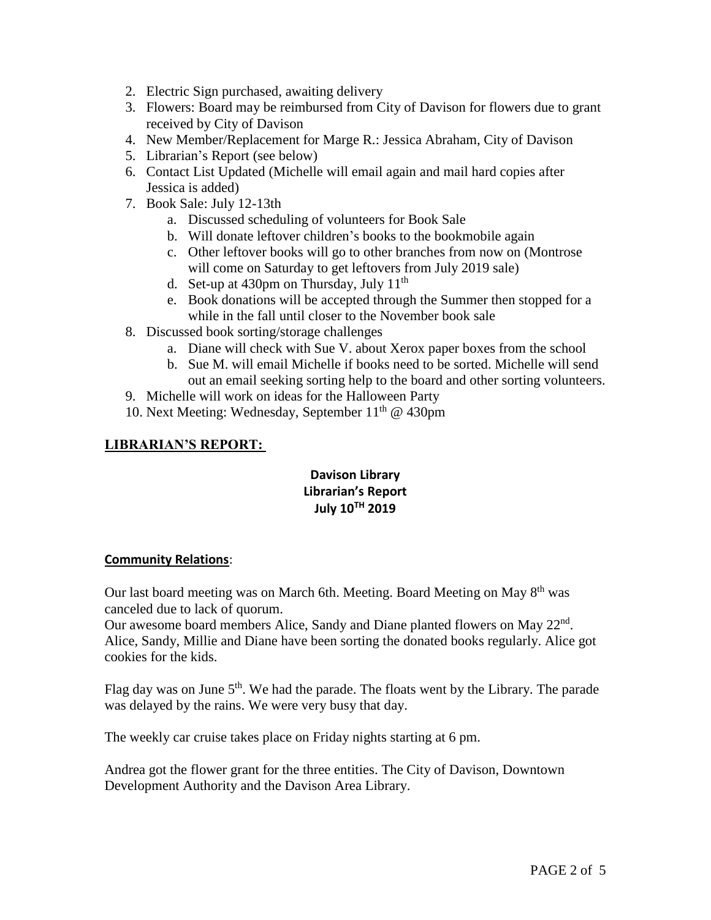2. Electric Sign purchased, awaiting delivery
3. Flowers: Board may be reimbursed from City of Davison for flowers due to grant received by City of Davison
4. New Member/Replacement for Marge R.: Jessica Abraham, City of Davison
5. Librarian's Report (see below)
6. Contact List Updated (Michelle will email again and mail hard copies after Jessica is added)
7. Book Sale: July 12-13th
   a. Discussed scheduling of volunteers for Book Sale
   b. Will donate leftover children's books to the bookmobile again
   c. Other leftover books will go to other branches from now on (Montrose will come on Saturday to get leftovers from July 2019 sale)
   d. Set-up at 430pm on Thursday, July 11th
   e. Book donations will be accepted through the Summer then stopped for a while in the fall until closer to the November book sale
8. Discussed book sorting/storage challenges
   a. Diane will check with Sue V. about Xerox paper boxes from the school
   b. Sue M. will email Michelle if books need to be sorted. Michelle will send out an email seeking sorting help to the board and other sorting volunteers.
9. Michelle will work on ideas for the Halloween Party
10. Next Meeting: Wednesday, September 11th @ 430pm

## LIBRARIAN'S REPORT:

**Davison Library**
**Librarian's Report**
**July 10TH 2019**

**Community Relations**:

Our last board meeting was on March 6th. Meeting. Board Meeting on May 8th was canceled due to lack of quorum.
Our awesome board members Alice, Sandy and Diane planted flowers on May 22nd. Alice, Sandy, Millie and Diane have been sorting the donated books regularly. Alice got cookies for the kids.

Flag day was on June 5th. We had the parade. The floats went by the Library. The parade was delayed by the rains. We were very busy that day.

The weekly car cruise takes place on Friday nights starting at 6 pm.

Andrea got the flower grant for the three entities. The City of Davison, Downtown Development Authority and the Davison Area Library.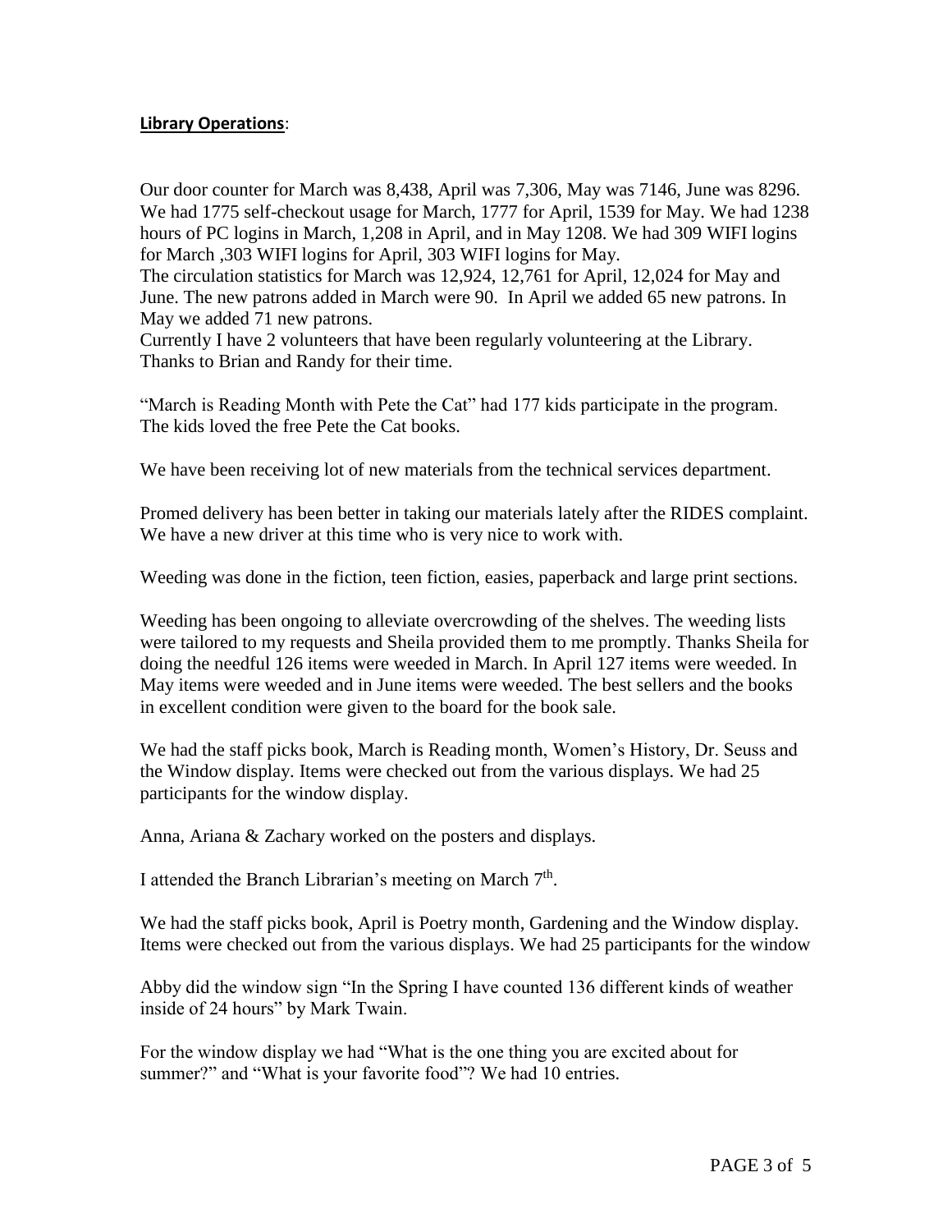**Library Operations**:

Our door counter for March was 8,438, April was 7,306, May was 7146, June was 8296. We had 1775 self-checkout usage for March, 1777 for April, 1539 for May. We had 1238 hours of PC logins in March, 1,208 in April, and in May 1208. We had 309 WIFI logins for March ,303 WIFI logins for April, 303 WIFI logins for May.
The circulation statistics for March was 12,924, 12,761 for April, 12,024 for May and June. The new patrons added in March were 90. In April we added 65 new patrons. In May we added 71 new patrons.
Currently I have 2 volunteers that have been regularly volunteering at the Library. Thanks to Brian and Randy for their time.

"March is Reading Month with Pete the Cat" had 177 kids participate in the program. The kids loved the free Pete the Cat books.

We have been receiving lot of new materials from the technical services department.

Promed delivery has been better in taking our materials lately after the RIDES complaint. We have a new driver at this time who is very nice to work with.

Weeding was done in the fiction, teen fiction, easies, paperback and large print sections.

Weeding has been ongoing to alleviate overcrowding of the shelves. The weeding lists were tailored to my requests and Sheila provided them to me promptly. Thanks Sheila for doing the needful 126 items were weeded in March. In April 127 items were weeded. In May items were weeded and in June items were weeded. The best sellers and the books in excellent condition were given to the board for the book sale.

We had the staff picks book, March is Reading month, Women's History, Dr. Seuss and the Window display. Items were checked out from the various displays. We had 25 participants for the window display.

Anna, Ariana & Zachary worked on the posters and displays.

I attended the Branch Librarian's meeting on March 7th.

We had the staff picks book, April is Poetry month, Gardening and the Window display. Items were checked out from the various displays. We had 25 participants for the window

Abby did the window sign "In the Spring I have counted 136 different kinds of weather inside of 24 hours" by Mark Twain.

For the window display we had "What is the one thing you are excited about for summer?" and "What is your favorite food"? We had 10 entries.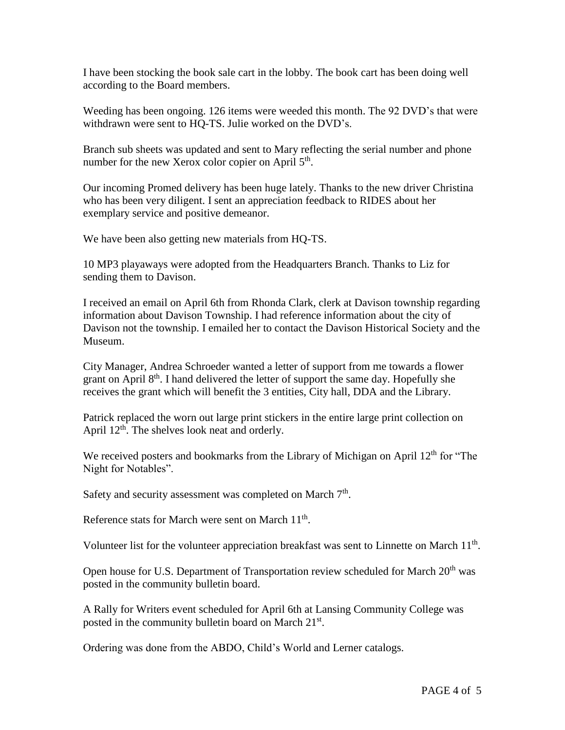I have been stocking the book sale cart in the lobby. The book cart has been doing well according to the Board members.

Weeding has been ongoing. 126 items were weeded this month. The 92 DVD's that were withdrawn were sent to HQ-TS. Julie worked on the DVD's.

Branch sub sheets was updated and sent to Mary reflecting the serial number and phone number for the new Xerox color copier on April 5th.

Our incoming Promed delivery has been huge lately. Thanks to the new driver Christina who has been very diligent. I sent an appreciation feedback to RIDES about her exemplary service and positive demeanor.

We have been also getting new materials from HQ-TS.

10 MP3 playaways were adopted from the Headquarters Branch. Thanks to Liz for sending them to Davison.

I received an email on April 6th from Rhonda Clark, clerk at Davison township regarding information about Davison Township. I had reference information about the city of Davison not the township. I emailed her to contact the Davison Historical Society and the Museum.

City Manager, Andrea Schroeder wanted a letter of support from me towards a flower grant on April 8th. I hand delivered the letter of support the same day. Hopefully she receives the grant which will benefit the 3 entities, City hall, DDA and the Library.

Patrick replaced the worn out large print stickers in the entire large print collection on April 12th. The shelves look neat and orderly.

We received posters and bookmarks from the Library of Michigan on April 12th for "The Night for Notables".

Safety and security assessment was completed on March 7th.

Reference stats for March were sent on March 11th.

Volunteer list for the volunteer appreciation breakfast was sent to Linnette on March 11th.

Open house for U.S. Department of Transportation review scheduled for March 20th was posted in the community bulletin board.

A Rally for Writers event scheduled for April 6th at Lansing Community College was posted in the community bulletin board on March 21st.

Ordering was done from the ABDO, Child's World and Lerner catalogs.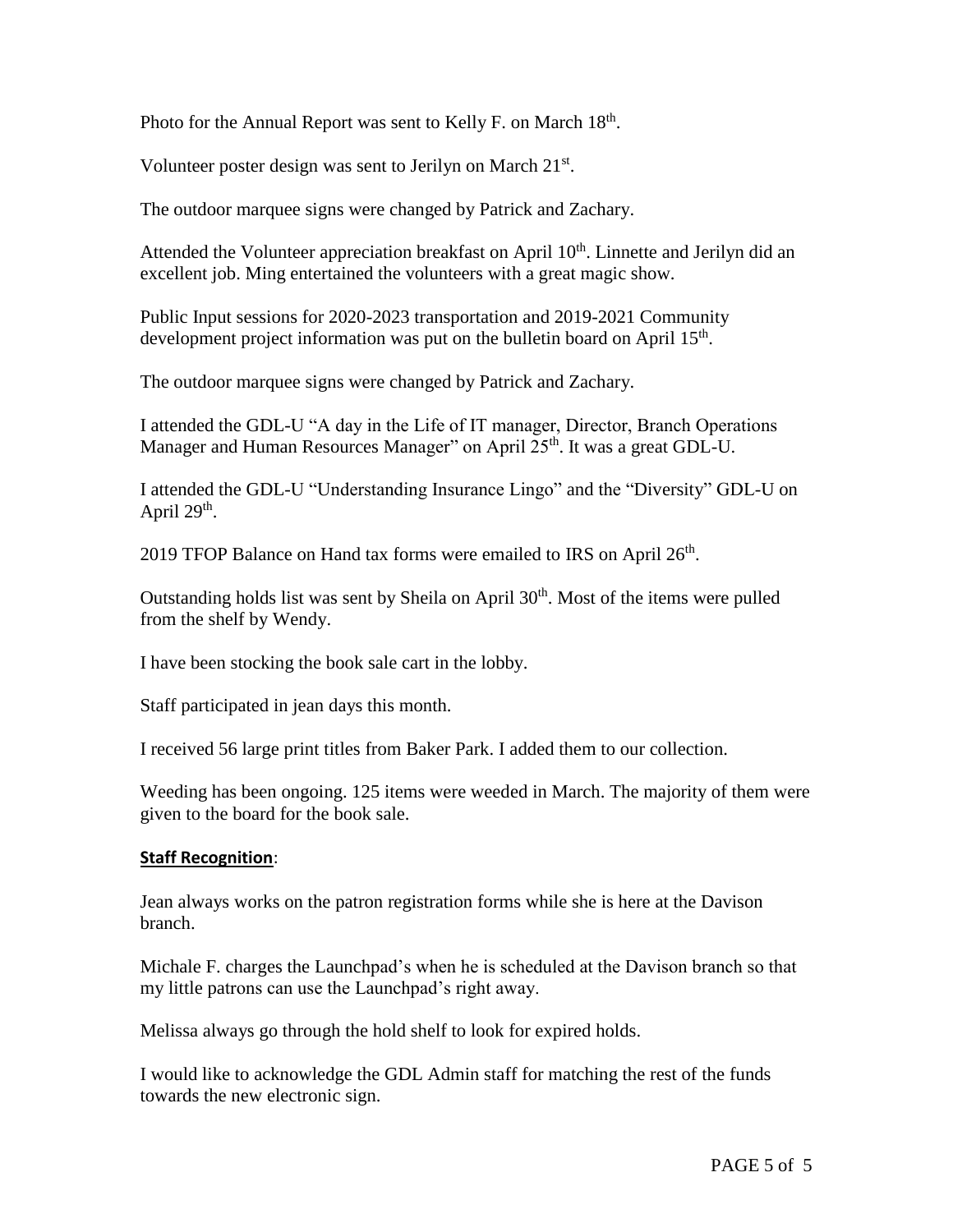Photo for the Annual Report was sent to Kelly F. on March 18th.

Volunteer poster design was sent to Jerilyn on March 21st.

The outdoor marquee signs were changed by Patrick and Zachary.

Attended the Volunteer appreciation breakfast on April 10th. Linnette and Jerilyn did an excellent job. Ming entertained the volunteers with a great magic show.

Public Input sessions for 2020-2023 transportation and 2019-2021 Community development project information was put on the bulletin board on April 15th.

The outdoor marquee signs were changed by Patrick and Zachary.

I attended the GDL-U "A day in the Life of IT manager, Director, Branch Operations Manager and Human Resources Manager" on April 25th. It was a great GDL-U.

I attended the GDL-U "Understanding Insurance Lingo" and the "Diversity" GDL-U on April 29th.

2019 TFOP Balance on Hand tax forms were emailed to IRS on April 26th.

Outstanding holds list was sent by Sheila on April 30th. Most of the items were pulled from the shelf by Wendy.

I have been stocking the book sale cart in the lobby.

Staff participated in jean days this month.

I received 56 large print titles from Baker Park. I added them to our collection.

Weeding has been ongoing. 125 items were weeded in March. The majority of them were given to the board for the book sale.

**Staff Recognition**:

Jean always works on the patron registration forms while she is here at the Davison branch.

Michale F. charges the Launchpad's when he is scheduled at the Davison branch so that my little patrons can use the Launchpad's right away.

Melissa always go through the hold shelf to look for expired holds.

I would like to acknowledge the GDL Admin staff for matching the rest of the funds towards the new electronic sign.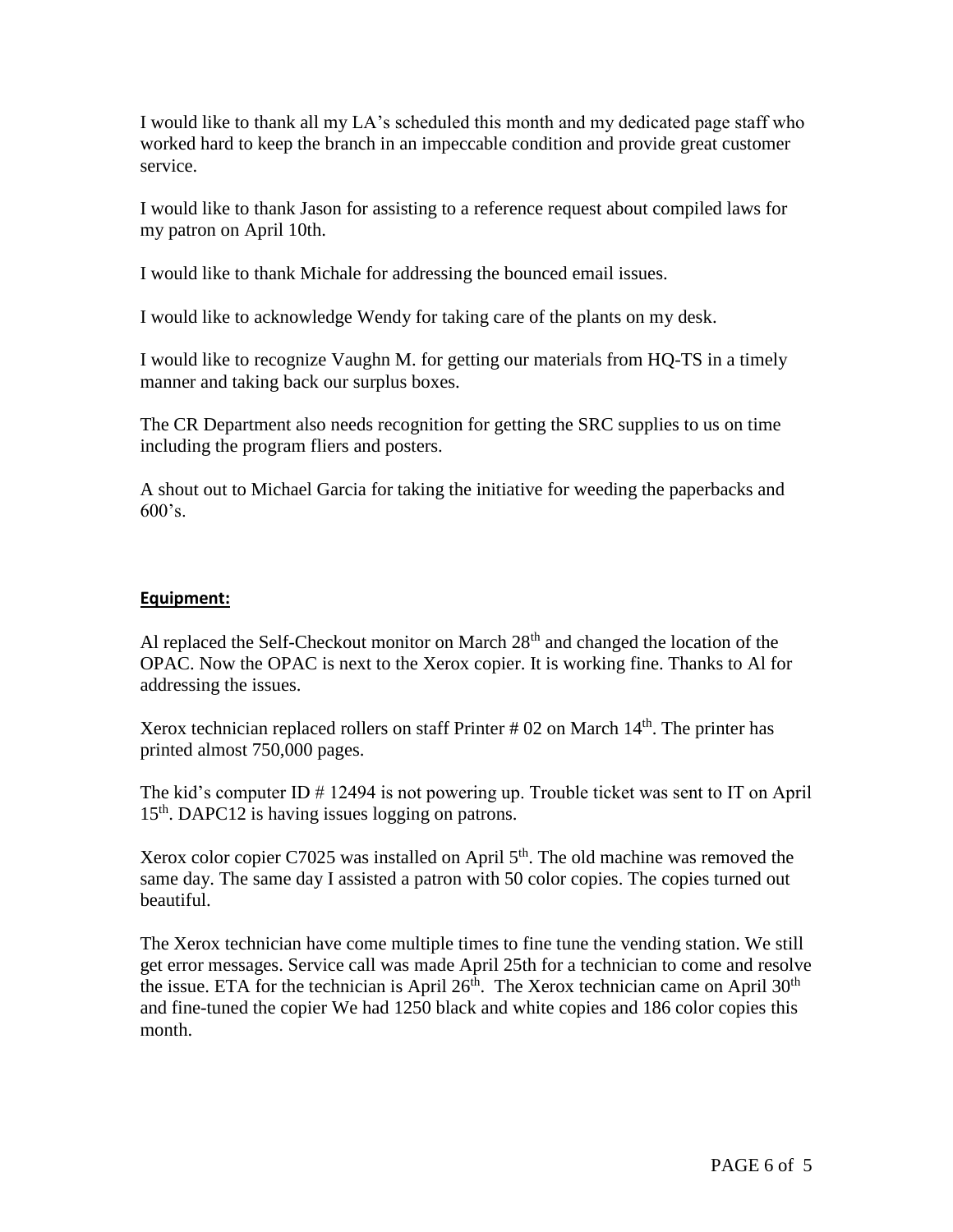I would like to thank all my LA's scheduled this month and my dedicated page staff who worked hard to keep the branch in an impeccable condition and provide great customer service.

I would like to thank Jason for assisting to a reference request about compiled laws for my patron on April 10th.

I would like to thank Michale for addressing the bounced email issues.

I would like to acknowledge Wendy for taking care of the plants on my desk.

I would like to recognize Vaughn M. for getting our materials from HQ-TS in a timely manner and taking back our surplus boxes.

The CR Department also needs recognition for getting the SRC supplies to us on time including the program fliers and posters.

A shout out to Michael Garcia for taking the initiative for weeding the paperbacks and 600's.

**Equipment:**

Al replaced the Self-Checkout monitor on March 28th and changed the location of the OPAC. Now the OPAC is next to the Xerox copier. It is working fine. Thanks to Al for addressing the issues.

Xerox technician replaced rollers on staff Printer # 02 on March 14th. The printer has printed almost 750,000 pages.

The kid's computer ID # 12494 is not powering up. Trouble ticket was sent to IT on April 15th. DAPC12 is having issues logging on patrons.

Xerox color copier C7025 was installed on April 5th. The old machine was removed the same day. The same day I assisted a patron with 50 color copies. The copies turned out beautiful.

The Xerox technician have come multiple times to fine tune the vending station. We still get error messages. Service call was made April 25th for a technician to come and resolve the issue. ETA for the technician is April 26th. The Xerox technician came on April 30th and fine-tuned the copier We had 1250 black and white copies and 186 color copies this month.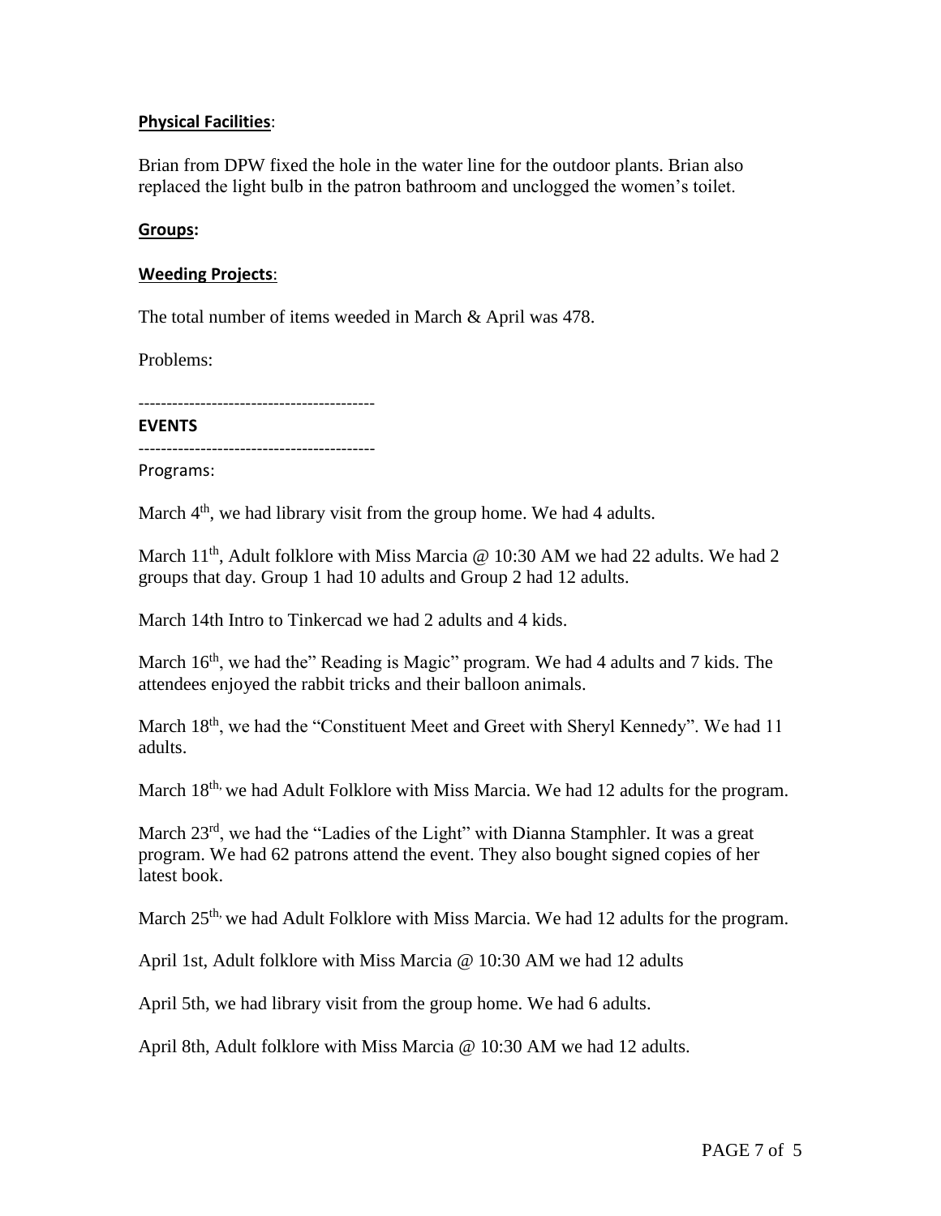**Physical Facilities**:

Brian from DPW fixed the hole in the water line for the outdoor plants. Brian also replaced the light bulb in the patron bathroom and unclogged the women's toilet.

**Groups:**

**Weeding Projects**:

The total number of items weeded in March & April was 478.

Problems:

-----------------------------------------

**EVENTS**

-----------------------------------------

Programs:

March 4th, we had library visit from the group home. We had 4 adults.

March 11th, Adult folklore with Miss Marcia @ 10:30 AM we had 22 adults. We had 2 groups that day. Group 1 had 10 adults and Group 2 had 12 adults.

March 14th Intro to Tinkercad we had 2 adults and 4 kids.

March 16th, we had the" Reading is Magic" program. We had 4 adults and 7 kids. The attendees enjoyed the rabbit tricks and their balloon animals.

March 18th, we had the "Constituent Meet and Greet with Sheryl Kennedy". We had 11 adults.

March 18th, we had Adult Folklore with Miss Marcia. We had 12 adults for the program.

March 23rd, we had the "Ladies of the Light" with Dianna Stamphler. It was a great program. We had 62 patrons attend the event. They also bought signed copies of her latest book.

March 25th, we had Adult Folklore with Miss Marcia. We had 12 adults for the program.

April 1st, Adult folklore with Miss Marcia @ 10:30 AM we had 12 adults

April 5th, we had library visit from the group home. We had 6 adults.

April 8th, Adult folklore with Miss Marcia @ 10:30 AM we had 12 adults.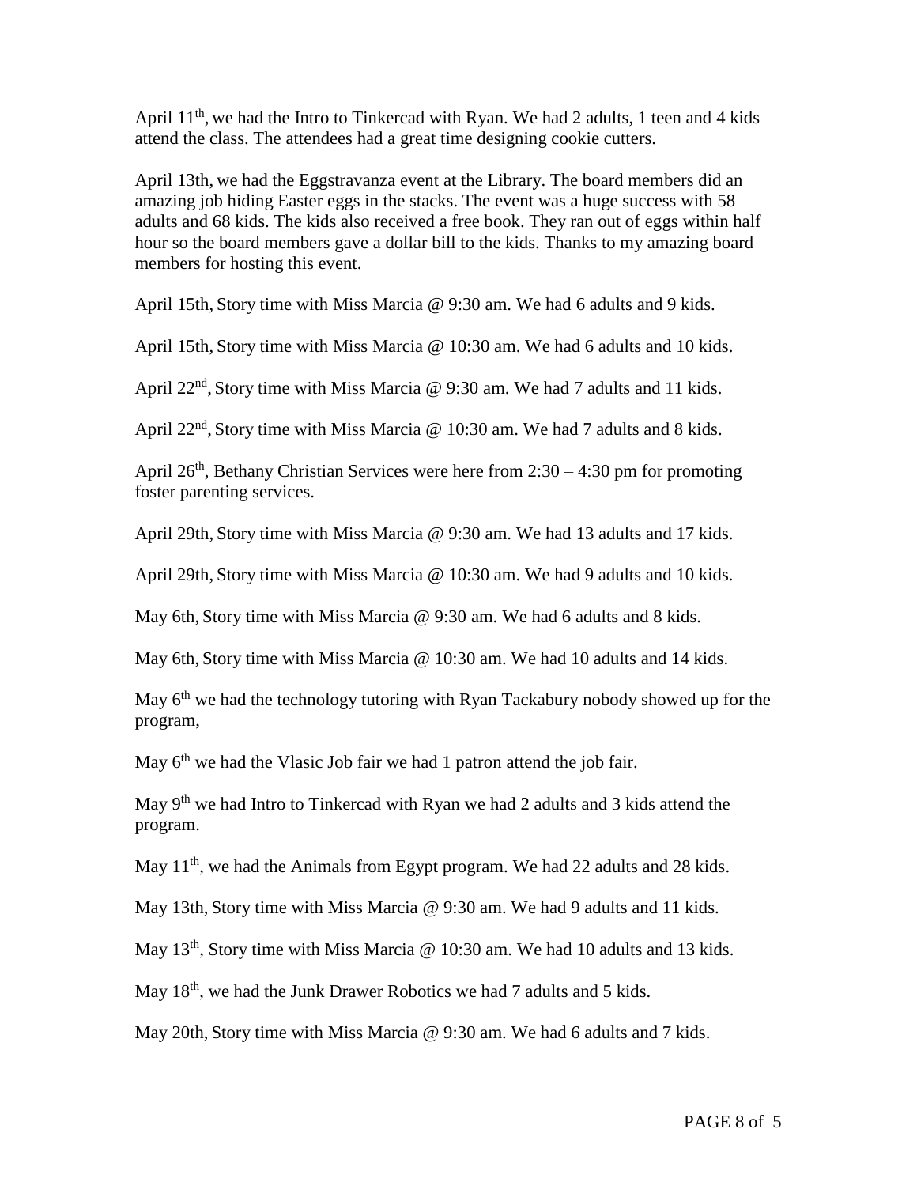April 11th, we had the Intro to Tinkercad with Ryan. We had 2 adults, 1 teen and 4 kids attend the class. The attendees had a great time designing cookie cutters.

April 13th, we had the Eggstravanza event at the Library. The board members did an amazing job hiding Easter eggs in the stacks. The event was a huge success with 58 adults and 68 kids. The kids also received a free book. They ran out of eggs within half hour so the board members gave a dollar bill to the kids. Thanks to my amazing board members for hosting this event.

April 15th, Story time with Miss Marcia @ 9:30 am. We had 6 adults and 9 kids.

April 15th, Story time with Miss Marcia @ 10:30 am. We had 6 adults and 10 kids.

April 22nd, Story time with Miss Marcia @ 9:30 am. We had 7 adults and 11 kids.

April 22nd, Story time with Miss Marcia @ 10:30 am. We had 7 adults and 8 kids.

April 26th, Bethany Christian Services were here from 2:30 – 4:30 pm for promoting foster parenting services.

April 29th, Story time with Miss Marcia @ 9:30 am. We had 13 adults and 17 kids.

April 29th, Story time with Miss Marcia @ 10:30 am. We had 9 adults and 10 kids.

May 6th, Story time with Miss Marcia @ 9:30 am. We had 6 adults and 8 kids.

May 6th, Story time with Miss Marcia @ 10:30 am. We had 10 adults and 14 kids.

May 6th we had the technology tutoring with Ryan Tackabury nobody showed up for the program,

May 6th we had the Vlasic Job fair we had 1 patron attend the job fair.

May 9th we had Intro to Tinkercad with Ryan we had 2 adults and 3 kids attend the program.

May 11th, we had the Animals from Egypt program. We had 22 adults and 28 kids.

May 13th, Story time with Miss Marcia @ 9:30 am. We had 9 adults and 11 kids.

May 13th, Story time with Miss Marcia @ 10:30 am. We had 10 adults and 13 kids.

May 18th, we had the Junk Drawer Robotics we had 7 adults and 5 kids.

May 20th, Story time with Miss Marcia @ 9:30 am. We had 6 adults and 7 kids.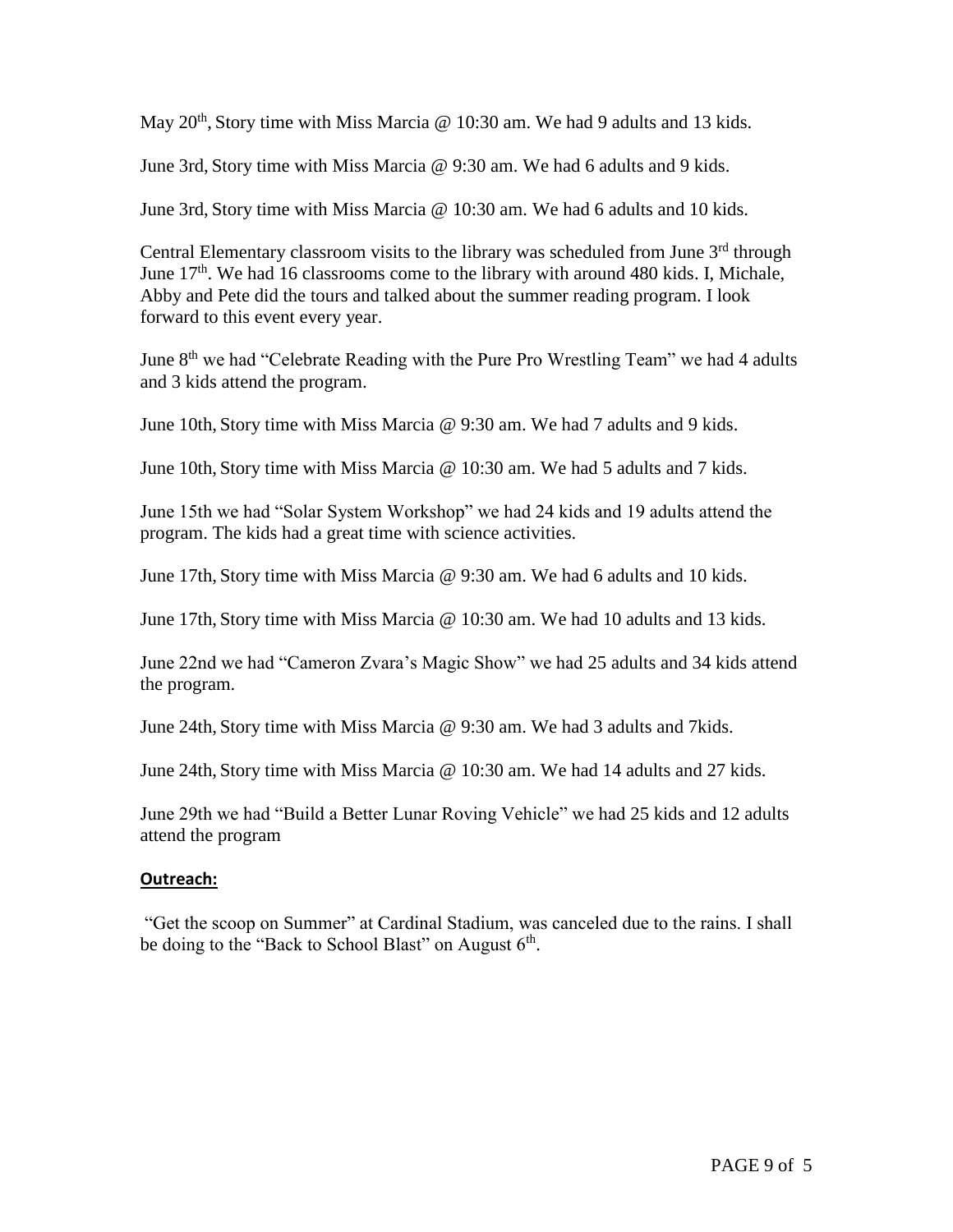May 20th, Story time with Miss Marcia @ 10:30 am. We had 9 adults and 13 kids.

June 3rd, Story time with Miss Marcia @ 9:30 am. We had 6 adults and 9 kids.

June 3rd, Story time with Miss Marcia @ 10:30 am. We had 6 adults and 10 kids.

Central Elementary classroom visits to the library was scheduled from June 3rd through June 17th. We had 16 classrooms come to the library with around 480 kids. I, Michale, Abby and Pete did the tours and talked about the summer reading program. I look forward to this event every year.

June 8th we had "Celebrate Reading with the Pure Pro Wrestling Team" we had 4 adults and 3 kids attend the program.

June 10th, Story time with Miss Marcia @ 9:30 am. We had 7 adults and 9 kids.

June 10th, Story time with Miss Marcia @ 10:30 am. We had 5 adults and 7 kids.

June 15th we had "Solar System Workshop" we had 24 kids and 19 adults attend the program. The kids had a great time with science activities.

June 17th, Story time with Miss Marcia @ 9:30 am. We had 6 adults and 10 kids.

June 17th, Story time with Miss Marcia @ 10:30 am. We had 10 adults and 13 kids.

June 22nd we had "Cameron Zvara's Magic Show" we had 25 adults and 34 kids attend the program.

June 24th, Story time with Miss Marcia @ 9:30 am. We had 3 adults and 7kids.

June 24th, Story time with Miss Marcia @ 10:30 am. We had 14 adults and 27 kids.

June 29th we had "Build a Better Lunar Roving Vehicle" we had 25 kids and 12 adults attend the program

**Outreach:**

"Get the scoop on Summer" at Cardinal Stadium, was canceled due to the rains. I shall be doing to the "Back to School Blast" on August 6th.